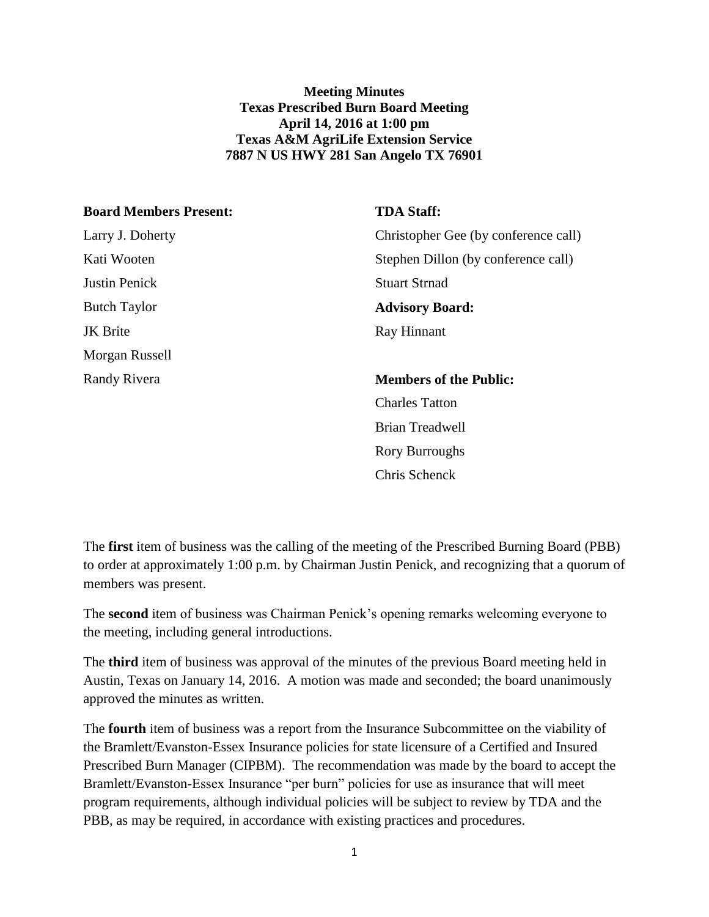**Meeting Minutes**
**Texas Prescribed Burn Board Meeting**
**April 14, 2016 at 1:00 pm**
**Texas A&M AgriLife Extension Service**
**7887 N US HWY 281 San Angelo TX 76901**

**Board Members Present:**

Larry J. Doherty
Kati Wooten
Justin Penick
Butch Taylor
JK Brite
Morgan Russell
Randy Rivera

**TDA Staff:**

Christopher Gee (by conference call)
Stephen Dillon (by conference call)
Stuart Strnad

**Advisory Board:**

Ray Hinnant

**Members of the Public:**

Charles Tatton
Brian Treadwell
Rory Burroughs
Chris Schenck

The **first** item of business was the calling of the meeting of the Prescribed Burning Board (PBB) to order at approximately 1:00 p.m. by Chairman Justin Penick, and recognizing that a quorum of members was present.

The **second** item of business was Chairman Penick's opening remarks welcoming everyone to the meeting, including general introductions.

The **third** item of business was approval of the minutes of the previous Board meeting held in Austin, Texas on January 14, 2016. A motion was made and seconded; the board unanimously approved the minutes as written.

The **fourth** item of business was a report from the Insurance Subcommittee on the viability of the Bramlett/Evanston-Essex Insurance policies for state licensure of a Certified and Insured Prescribed Burn Manager (CIPBM). The recommendation was made by the board to accept the Bramlett/Evanston-Essex Insurance "per burn" policies for use as insurance that will meet program requirements, although individual policies will be subject to review by TDA and the PBB, as may be required, in accordance with existing practices and procedures.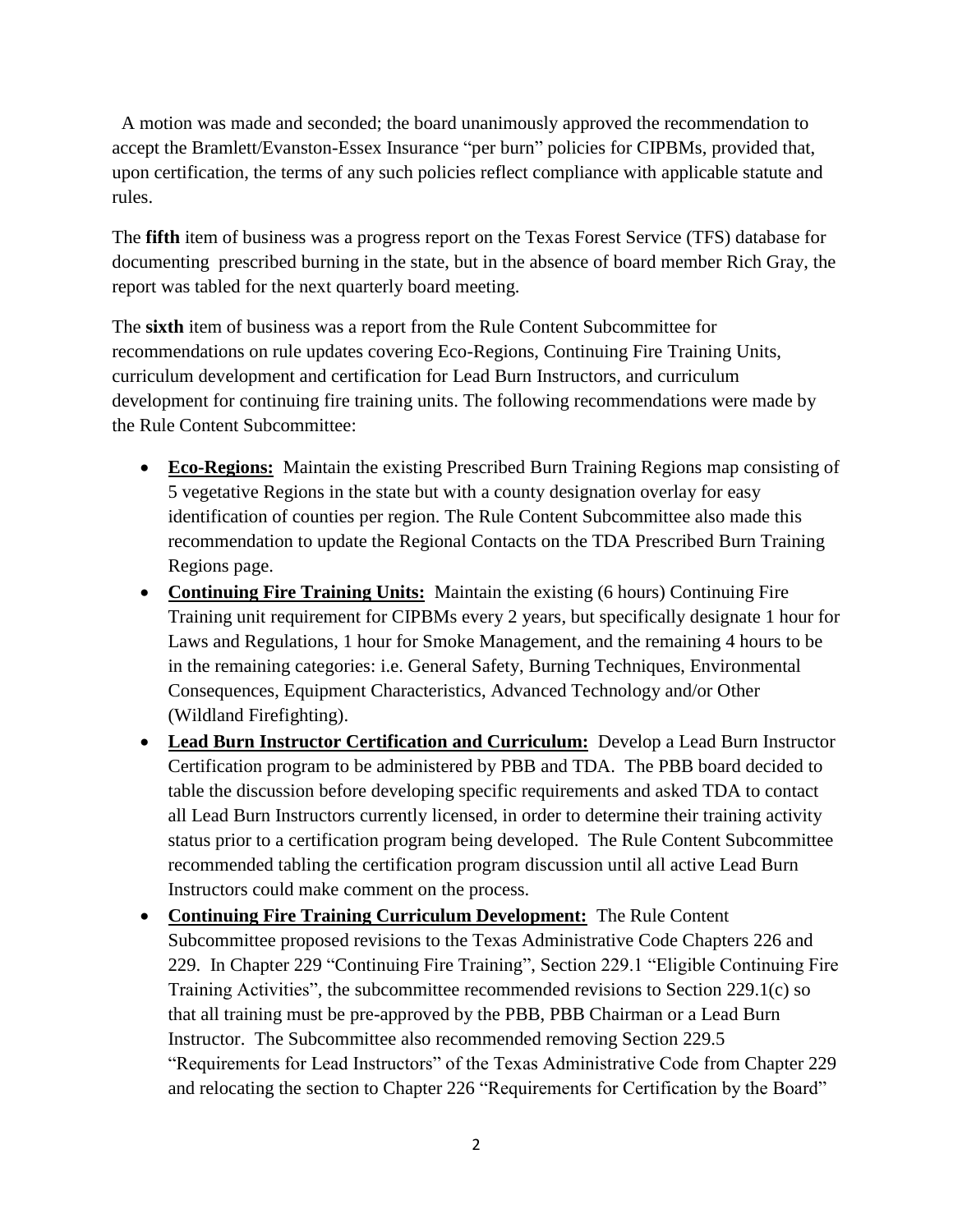A motion was made and seconded; the board unanimously approved the recommendation to accept the Bramlett/Evanston-Essex Insurance "per burn" policies for CIPBMs, provided that, upon certification, the terms of any such policies reflect compliance with applicable statute and rules.

The **fifth** item of business was a progress report on the Texas Forest Service (TFS) database for documenting prescribed burning in the state, but in the absence of board member Rich Gray, the report was tabled for the next quarterly board meeting.

The **sixth** item of business was a report from the Rule Content Subcommittee for recommendations on rule updates covering Eco-Regions, Continuing Fire Training Units, curriculum development and certification for Lead Burn Instructors, and curriculum development for continuing fire training units. The following recommendations were made by the Rule Content Subcommittee:

- **Eco-Regions:** Maintain the existing Prescribed Burn Training Regions map consisting of 5 vegetative Regions in the state but with a county designation overlay for easy identification of counties per region. The Rule Content Subcommittee also made this recommendation to update the Regional Contacts on the TDA Prescribed Burn Training Regions page.
- **Continuing Fire Training Units:** Maintain the existing (6 hours) Continuing Fire Training unit requirement for CIPBMs every 2 years, but specifically designate 1 hour for Laws and Regulations, 1 hour for Smoke Management, and the remaining 4 hours to be in the remaining categories: i.e. General Safety, Burning Techniques, Environmental Consequences, Equipment Characteristics, Advanced Technology and/or Other (Wildland Firefighting).
- **Lead Burn Instructor Certification and Curriculum:** Develop a Lead Burn Instructor Certification program to be administered by PBB and TDA. The PBB board decided to table the discussion before developing specific requirements and asked TDA to contact all Lead Burn Instructors currently licensed, in order to determine their training activity status prior to a certification program being developed. The Rule Content Subcommittee recommended tabling the certification program discussion until all active Lead Burn Instructors could make comment on the process.
- **Continuing Fire Training Curriculum Development:** The Rule Content Subcommittee proposed revisions to the Texas Administrative Code Chapters 226 and 229. In Chapter 229 "Continuing Fire Training", Section 229.1 "Eligible Continuing Fire Training Activities", the subcommittee recommended revisions to Section 229.1(c) so that all training must be pre-approved by the PBB, PBB Chairman or a Lead Burn Instructor. The Subcommittee also recommended removing Section 229.5 "Requirements for Lead Instructors" of the Texas Administrative Code from Chapter 229 and relocating the section to Chapter 226 "Requirements for Certification by the Board"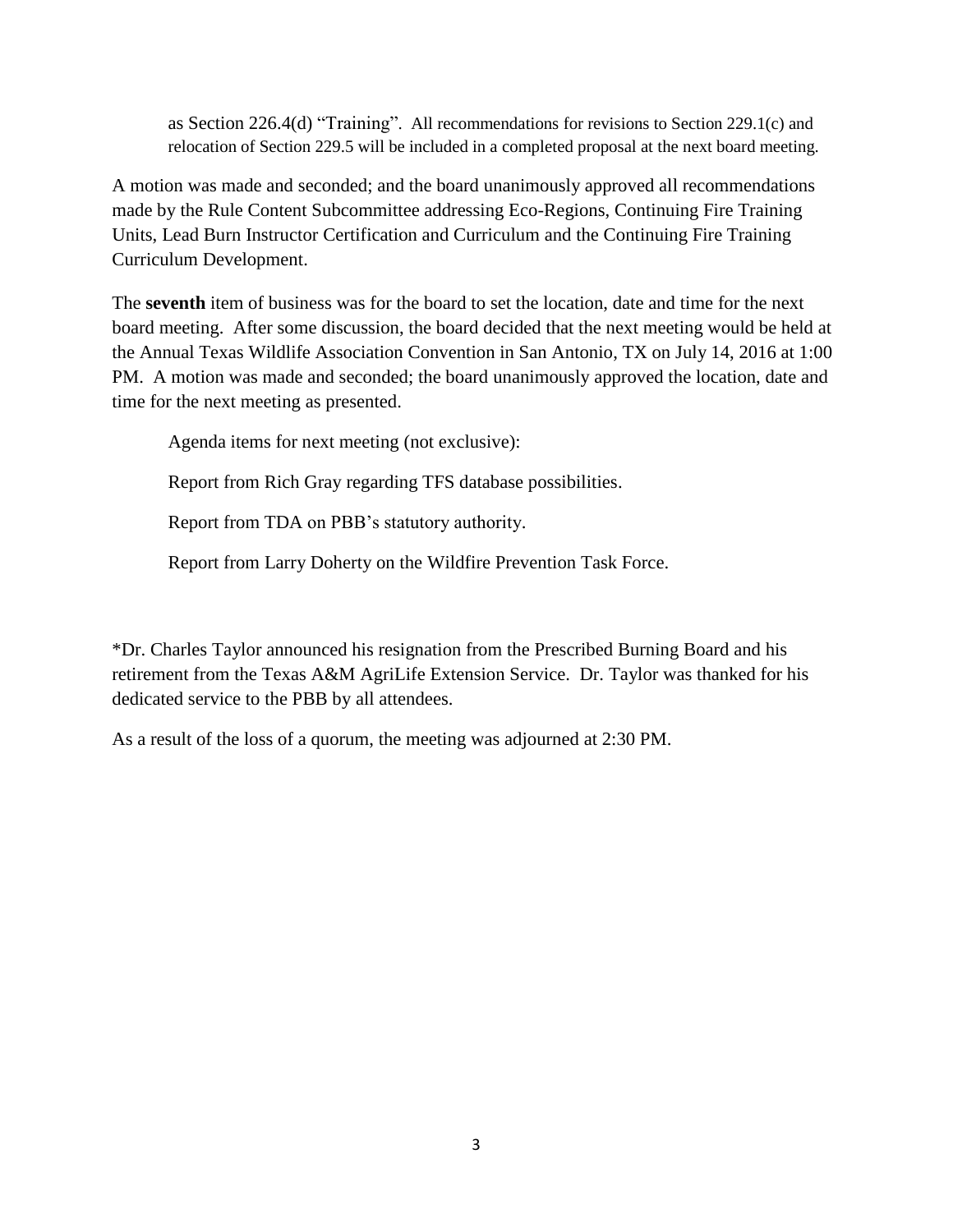as Section 226.4(d) "Training". All recommendations for revisions to Section 229.1(c) and relocation of Section 229.5 will be included in a completed proposal at the next board meeting.

A motion was made and seconded; and the board unanimously approved all recommendations made by the Rule Content Subcommittee addressing Eco-Regions, Continuing Fire Training Units, Lead Burn Instructor Certification and Curriculum and the Continuing Fire Training Curriculum Development.

The **seventh** item of business was for the board to set the location, date and time for the next board meeting. After some discussion, the board decided that the next meeting would be held at the Annual Texas Wildlife Association Convention in San Antonio, TX on July 14, 2016 at 1:00 PM. A motion was made and seconded; the board unanimously approved the location, date and time for the next meeting as presented.

Agenda items for next meeting (not exclusive):

Report from Rich Gray regarding TFS database possibilities.

Report from TDA on PBB's statutory authority.

Report from Larry Doherty on the Wildfire Prevention Task Force.

*Dr. Charles Taylor announced his resignation from the Prescribed Burning Board and his retirement from the Texas A&M AgriLife Extension Service. Dr. Taylor was thanked for his dedicated service to the PBB by all attendees.

As a result of the loss of a quorum, the meeting was adjourned at 2:30 PM.